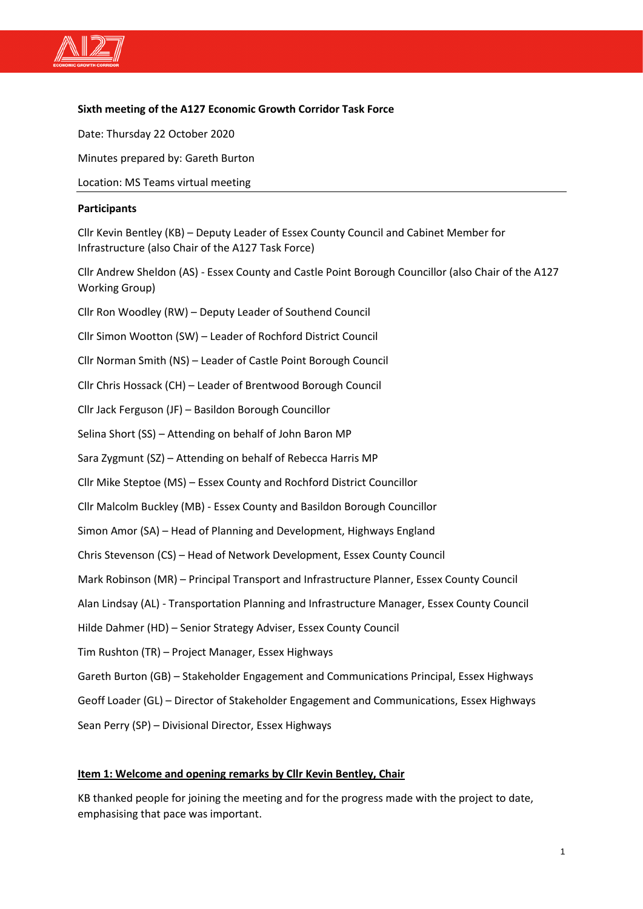**Sixth meeting of the A127 Economic Growth Corridor Task Force**

Date: Thursday 22 October 2020

Minutes prepared by: Gareth Burton

Location: MS Teams virtual meeting

---

**Participants**

Cllr Kevin Bentley (KB) – Deputy Leader of Essex County Council and Cabinet Member for Infrastructure (also Chair of the A127 Task Force)

Cllr Andrew Sheldon (AS) - Essex County and Castle Point Borough Councillor (also Chair of the A127 Working Group)

Cllr Ron Woodley (RW) – Deputy Leader of Southend Council

Cllr Simon Wootton (SW) – Leader of Rochford District Council

Cllr Norman Smith (NS) – Leader of Castle Point Borough Council

Cllr Chris Hossack (CH) – Leader of Brentwood Borough Council

Cllr Jack Ferguson (JF) – Basildon Borough Councillor

Selina Short (SS) – Attending on behalf of John Baron MP

Sara Zygmunt (SZ) – Attending on behalf of Rebecca Harris MP

Cllr Mike Steptoe (MS) – Essex County and Rochford District Councillor

Cllr Malcolm Buckley (MB) - Essex County and Basildon Borough Councillor

Simon Amor (SA) – Head of Planning and Development, Highways England

Chris Stevenson (CS) – Head of Network Development, Essex County Council

Mark Robinson (MR) – Principal Transport and Infrastructure Planner, Essex County Council

Alan Lindsay (AL) - Transportation Planning and Infrastructure Manager, Essex County Council

Hilde Dahmer (HD) – Senior Strategy Adviser, Essex County Council

Tim Rushton (TR) – Project Manager, Essex Highways

Gareth Burton (GB) – Stakeholder Engagement and Communications Principal, Essex Highways

Geoff Loader (GL) – Director of Stakeholder Engagement and Communications, Essex Highways

Sean Perry (SP) – Divisional Director, Essex Highways

## Item 1: Welcome and opening remarks by Cllr Kevin Bentley, Chair

KB thanked people for joining the meeting and for the progress made with the project to date, emphasising that pace was important.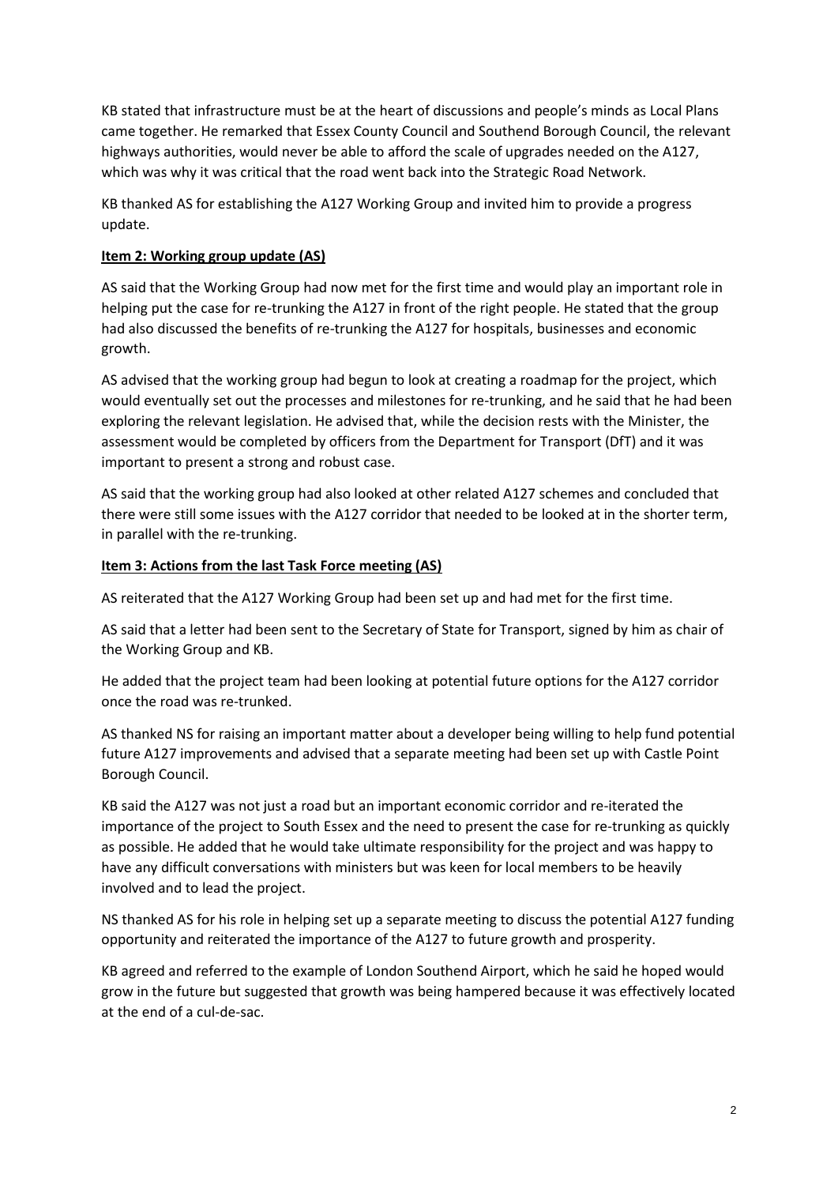KB stated that infrastructure must be at the heart of discussions and people's minds as Local Plans came together. He remarked that Essex County Council and Southend Borough Council, the relevant highways authorities, would never be able to afford the scale of upgrades needed on the A127, which was why it was critical that the road went back into the Strategic Road Network.

KB thanked AS for establishing the A127 Working Group and invited him to provide a progress update.

**Item 2: Working group update (AS)**

AS said that the Working Group had now met for the first time and would play an important role in helping put the case for re-trunking the A127 in front of the right people. He stated that the group had also discussed the benefits of re-trunking the A127 for hospitals, businesses and economic growth.

AS advised that the working group had begun to look at creating a roadmap for the project, which would eventually set out the processes and milestones for re-trunking, and he said that he had been exploring the relevant legislation. He advised that, while the decision rests with the Minister, the assessment would be completed by officers from the Department for Transport (DfT) and it was important to present a strong and robust case.

AS said that the working group had also looked at other related A127 schemes and concluded that there were still some issues with the A127 corridor that needed to be looked at in the shorter term, in parallel with the re-trunking.

**Item 3: Actions from the last Task Force meeting (AS)**

AS reiterated that the A127 Working Group had been set up and had met for the first time.

AS said that a letter had been sent to the Secretary of State for Transport, signed by him as chair of the Working Group and KB.

He added that the project team had been looking at potential future options for the A127 corridor once the road was re-trunked.

AS thanked NS for raising an important matter about a developer being willing to help fund potential future A127 improvements and advised that a separate meeting had been set up with Castle Point Borough Council.

KB said the A127 was not just a road but an important economic corridor and re-iterated the importance of the project to South Essex and the need to present the case for re-trunking as quickly as possible. He added that he would take ultimate responsibility for the project and was happy to have any difficult conversations with ministers but was keen for local members to be heavily involved and to lead the project.

NS thanked AS for his role in helping set up a separate meeting to discuss the potential A127 funding opportunity and reiterated the importance of the A127 to future growth and prosperity.

KB agreed and referred to the example of London Southend Airport, which he said he hoped would grow in the future but suggested that growth was being hampered because it was effectively located at the end of a cul-de-sac.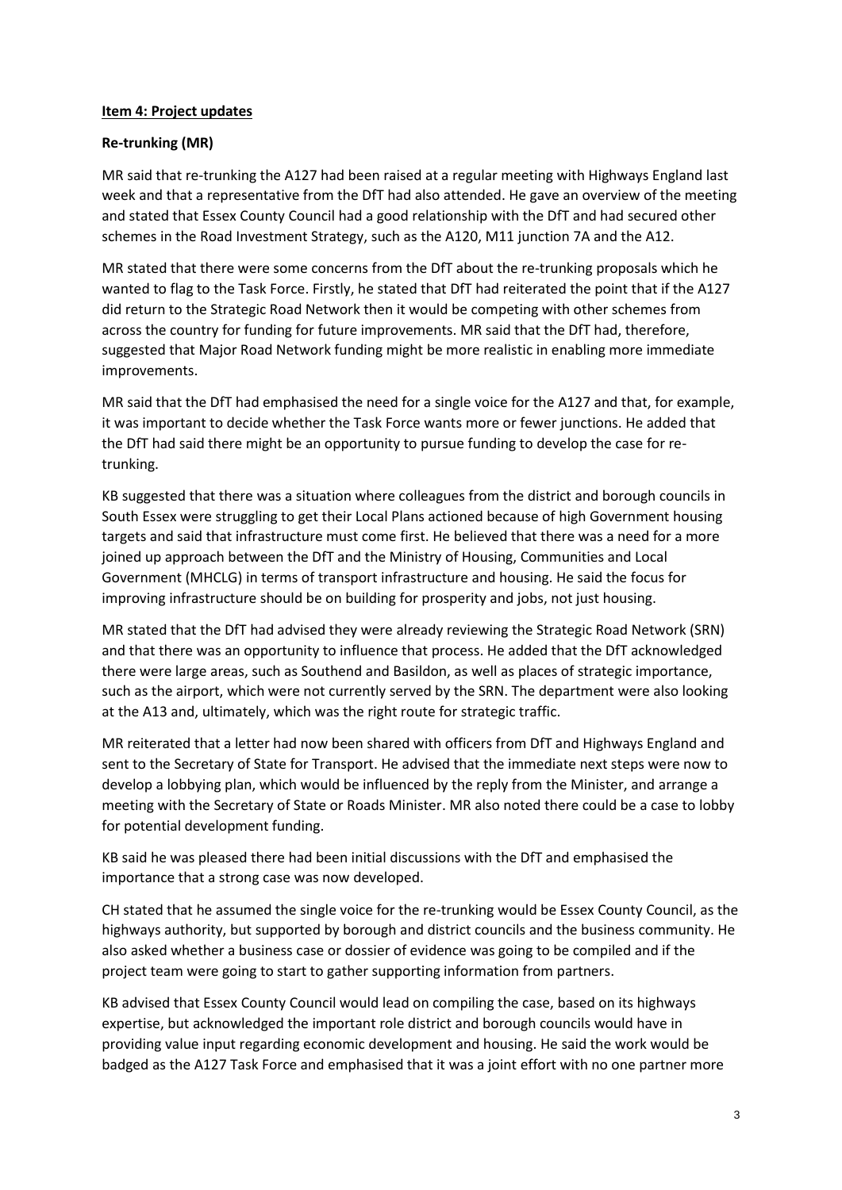**Item 4: Project updates**

**Re-trunking (MR)**

MR said that re-trunking the A127 had been raised at a regular meeting with Highways England last week and that a representative from the DfT had also attended. He gave an overview of the meeting and stated that Essex County Council had a good relationship with the DfT and had secured other schemes in the Road Investment Strategy, such as the A120, M11 junction 7A and the A12.

MR stated that there were some concerns from the DfT about the re-trunking proposals which he wanted to flag to the Task Force. Firstly, he stated that DfT had reiterated the point that if the A127 did return to the Strategic Road Network then it would be competing with other schemes from across the country for funding for future improvements. MR said that the DfT had, therefore, suggested that Major Road Network funding might be more realistic in enabling more immediate improvements.

MR said that the DfT had emphasised the need for a single voice for the A127 and that, for example, it was important to decide whether the Task Force wants more or fewer junctions. He added that the DfT had said there might be an opportunity to pursue funding to develop the case for re-trunking.

KB suggested that there was a situation where colleagues from the district and borough councils in South Essex were struggling to get their Local Plans actioned because of high Government housing targets and said that infrastructure must come first. He believed that there was a need for a more joined up approach between the DfT and the Ministry of Housing, Communities and Local Government (MHCLG) in terms of transport infrastructure and housing. He said the focus for improving infrastructure should be on building for prosperity and jobs, not just housing.

MR stated that the DfT had advised they were already reviewing the Strategic Road Network (SRN) and that there was an opportunity to influence that process. He added that the DfT acknowledged there were large areas, such as Southend and Basildon, as well as places of strategic importance, such as the airport, which were not currently served by the SRN. The department were also looking at the A13 and, ultimately, which was the right route for strategic traffic.

MR reiterated that a letter had now been shared with officers from DfT and Highways England and sent to the Secretary of State for Transport. He advised that the immediate next steps were now to develop a lobbying plan, which would be influenced by the reply from the Minister, and arrange a meeting with the Secretary of State or Roads Minister. MR also noted there could be a case to lobby for potential development funding.

KB said he was pleased there had been initial discussions with the DfT and emphasised the importance that a strong case was now developed.

CH stated that he assumed the single voice for the re-trunking would be Essex County Council, as the highways authority, but supported by borough and district councils and the business community. He also asked whether a business case or dossier of evidence was going to be compiled and if the project team were going to start to gather supporting information from partners.

KB advised that Essex County Council would lead on compiling the case, based on its highways expertise, but acknowledged the important role district and borough councils would have in providing value input regarding economic development and housing. He said the work would be badged as the A127 Task Force and emphasised that it was a joint effort with no one partner more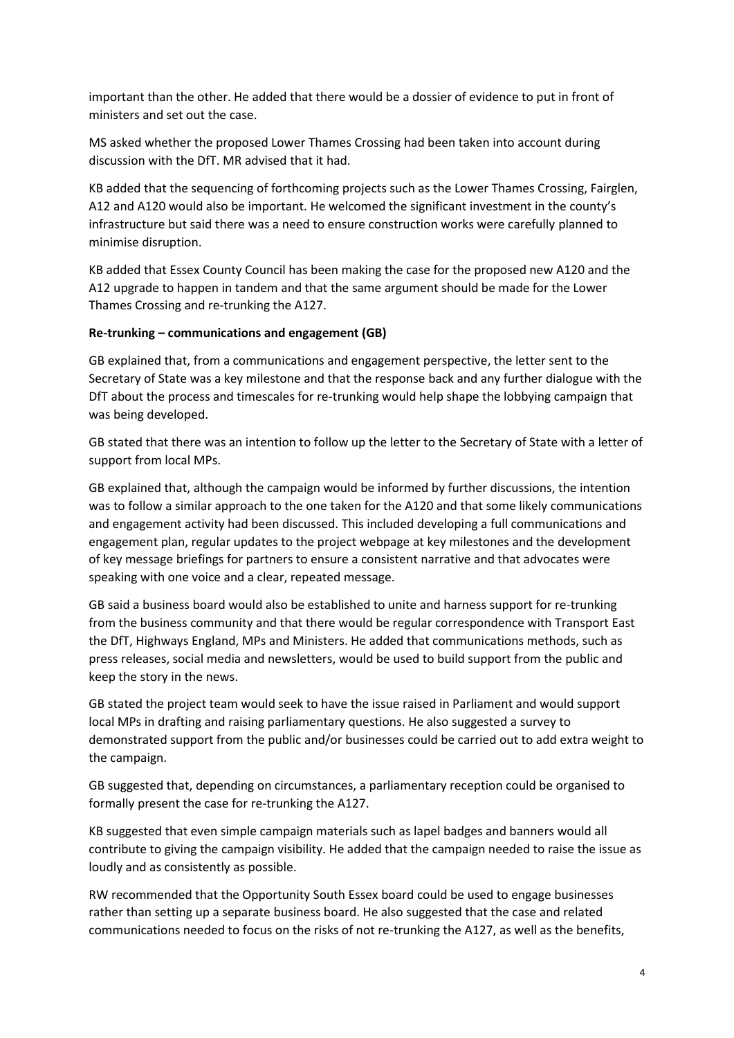important than the other. He added that there would be a dossier of evidence to put in front of ministers and set out the case.

MS asked whether the proposed Lower Thames Crossing had been taken into account during discussion with the DfT. MR advised that it had.

KB added that the sequencing of forthcoming projects such as the Lower Thames Crossing, Fairglen, A12 and A120 would also be important. He welcomed the significant investment in the county's infrastructure but said there was a need to ensure construction works were carefully planned to minimise disruption.

KB added that Essex County Council has been making the case for the proposed new A120 and the A12 upgrade to happen in tandem and that the same argument should be made for the Lower Thames Crossing and re-trunking the A127.

**Re-trunking – communications and engagement (GB)**

GB explained that, from a communications and engagement perspective, the letter sent to the Secretary of State was a key milestone and that the response back and any further dialogue with the DfT about the process and timescales for re-trunking would help shape the lobbying campaign that was being developed.

GB stated that there was an intention to follow up the letter to the Secretary of State with a letter of support from local MPs.

GB explained that, although the campaign would be informed by further discussions, the intention was to follow a similar approach to the one taken for the A120 and that some likely communications and engagement activity had been discussed. This included developing a full communications and engagement plan, regular updates to the project webpage at key milestones and the development of key message briefings for partners to ensure a consistent narrative and that advocates were speaking with one voice and a clear, repeated message.

GB said a business board would also be established to unite and harness support for re-trunking from the business community and that there would be regular correspondence with Transport East the DfT, Highways England, MPs and Ministers. He added that communications methods, such as press releases, social media and newsletters, would be used to build support from the public and keep the story in the news.

GB stated the project team would seek to have the issue raised in Parliament and would support local MPs in drafting and raising parliamentary questions. He also suggested a survey to demonstrated support from the public and/or businesses could be carried out to add extra weight to the campaign.

GB suggested that, depending on circumstances, a parliamentary reception could be organised to formally present the case for re-trunking the A127.

KB suggested that even simple campaign materials such as lapel badges and banners would all contribute to giving the campaign visibility. He added that the campaign needed to raise the issue as loudly and as consistently as possible.

RW recommended that the Opportunity South Essex board could be used to engage businesses rather than setting up a separate business board. He also suggested that the case and related communications needed to focus on the risks of not re-trunking the A127, as well as the benefits,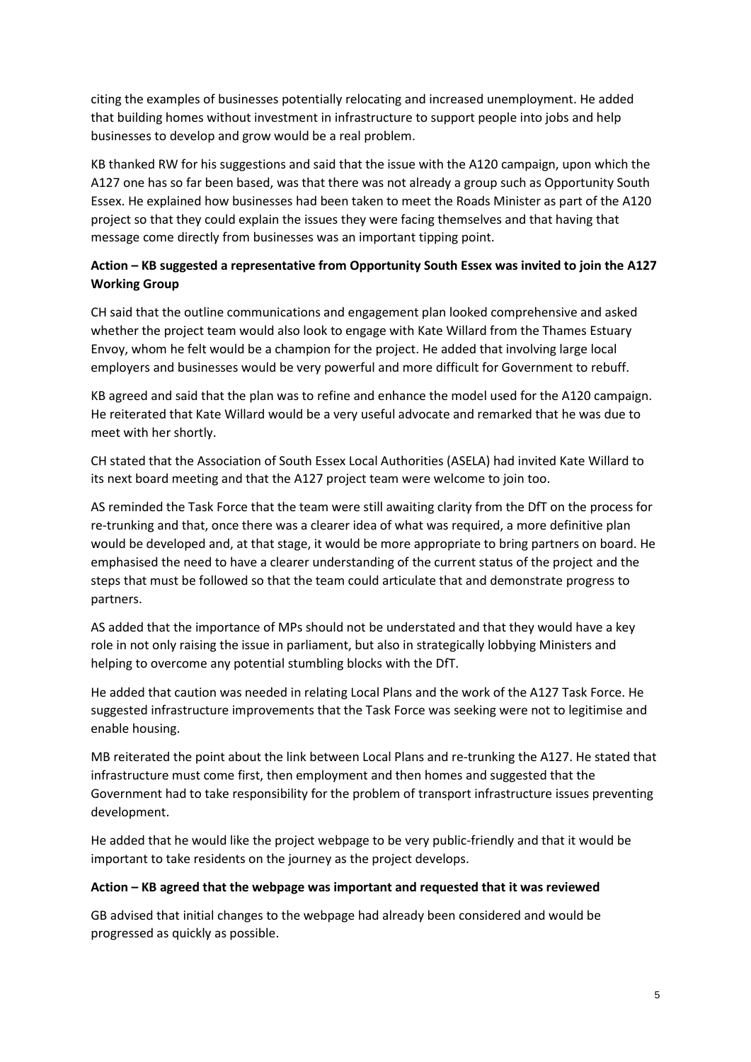citing the examples of businesses potentially relocating and increased unemployment. He added that building homes without investment in infrastructure to support people into jobs and help businesses to develop and grow would be a real problem.

KB thanked RW for his suggestions and said that the issue with the A120 campaign, upon which the A127 one has so far been based, was that there was not already a group such as Opportunity South Essex. He explained how businesses had been taken to meet the Roads Minister as part of the A120 project so that they could explain the issues they were facing themselves and that having that message come directly from businesses was an important tipping point.

**Action – KB suggested a representative from Opportunity South Essex was invited to join the A127 Working Group**

CH said that the outline communications and engagement plan looked comprehensive and asked whether the project team would also look to engage with Kate Willard from the Thames Estuary Envoy, whom he felt would be a champion for the project. He added that involving large local employers and businesses would be very powerful and more difficult for Government to rebuff.

KB agreed and said that the plan was to refine and enhance the model used for the A120 campaign. He reiterated that Kate Willard would be a very useful advocate and remarked that he was due to meet with her shortly.

CH stated that the Association of South Essex Local Authorities (ASELA) had invited Kate Willard to its next board meeting and that the A127 project team were welcome to join too.

AS reminded the Task Force that the team were still awaiting clarity from the DfT on the process for re-trunking and that, once there was a clearer idea of what was required, a more definitive plan would be developed and, at that stage, it would be more appropriate to bring partners on board. He emphasised the need to have a clearer understanding of the current status of the project and the steps that must be followed so that the team could articulate that and demonstrate progress to partners.

AS added that the importance of MPs should not be understated and that they would have a key role in not only raising the issue in parliament, but also in strategically lobbying Ministers and helping to overcome any potential stumbling blocks with the DfT.

He added that caution was needed in relating Local Plans and the work of the A127 Task Force. He suggested infrastructure improvements that the Task Force was seeking were not to legitimise and enable housing.

MB reiterated the point about the link between Local Plans and re-trunking the A127. He stated that infrastructure must come first, then employment and then homes and suggested that the Government had to take responsibility for the problem of transport infrastructure issues preventing development.

He added that he would like the project webpage to be very public-friendly and that it would be important to take residents on the journey as the project develops.

**Action – KB agreed that the webpage was important and requested that it was reviewed**

GB advised that initial changes to the webpage had already been considered and would be progressed as quickly as possible.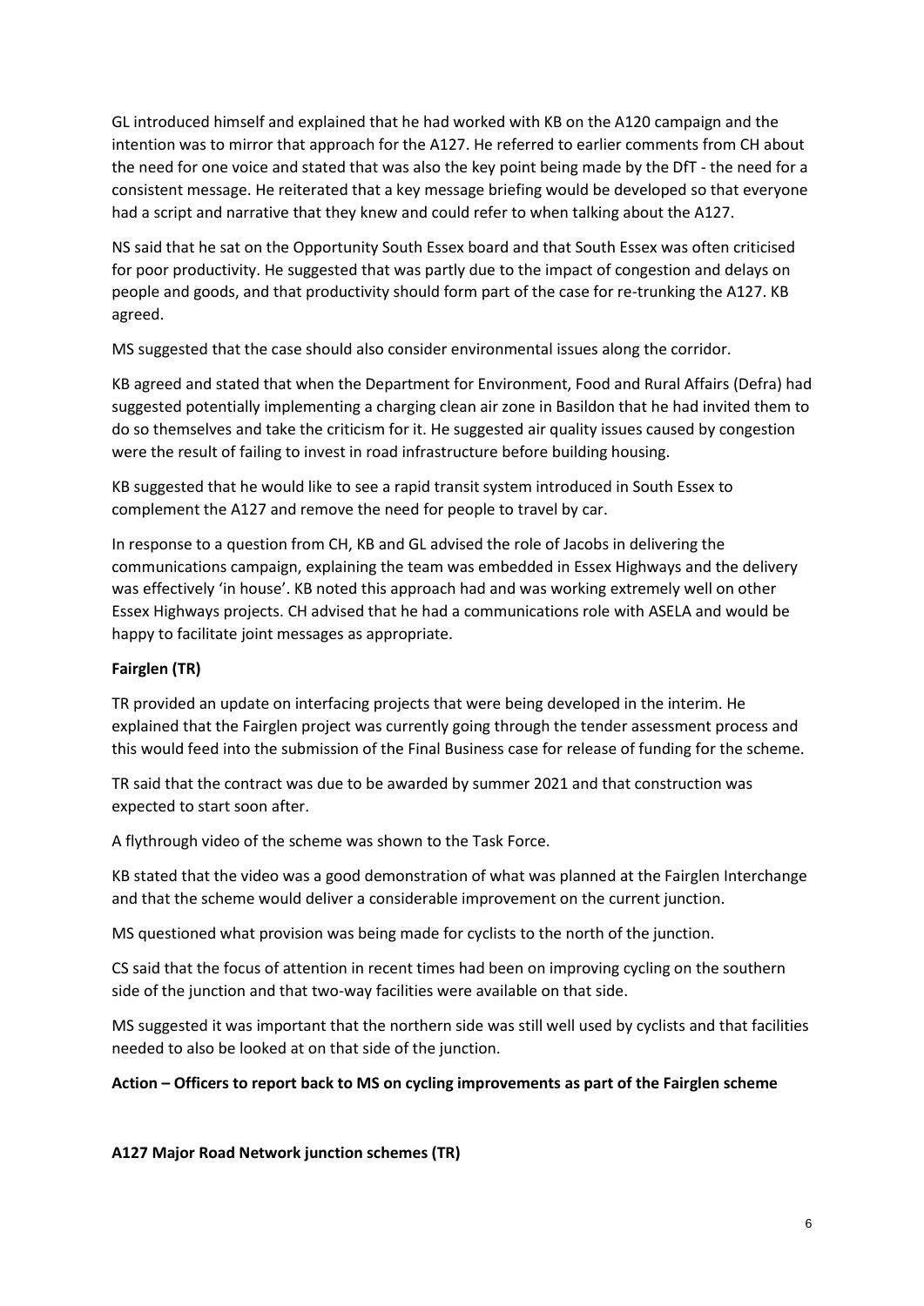GL introduced himself and explained that he had worked with KB on the A120 campaign and the intention was to mirror that approach for the A127. He referred to earlier comments from CH about the need for one voice and stated that was also the key point being made by the DfT - the need for a consistent message. He reiterated that a key message briefing would be developed so that everyone had a script and narrative that they knew and could refer to when talking about the A127.

NS said that he sat on the Opportunity South Essex board and that South Essex was often criticised for poor productivity. He suggested that was partly due to the impact of congestion and delays on people and goods, and that productivity should form part of the case for re-trunking the A127. KB agreed.

MS suggested that the case should also consider environmental issues along the corridor.

KB agreed and stated that when the Department for Environment, Food and Rural Affairs (Defra) had suggested potentially implementing a charging clean air zone in Basildon that he had invited them to do so themselves and take the criticism for it. He suggested air quality issues caused by congestion were the result of failing to invest in road infrastructure before building housing.

KB suggested that he would like to see a rapid transit system introduced in South Essex to complement the A127 and remove the need for people to travel by car.

In response to a question from CH, KB and GL advised the role of Jacobs in delivering the communications campaign, explaining the team was embedded in Essex Highways and the delivery was effectively 'in house'. KB noted this approach had and was working extremely well on other Essex Highways projects. CH advised that he had a communications role with ASELA and would be happy to facilitate joint messages as appropriate.

**Fairglen (TR)**

TR provided an update on interfacing projects that were being developed in the interim. He explained that the Fairglen project was currently going through the tender assessment process and this would feed into the submission of the Final Business case for release of funding for the scheme.

TR said that the contract was due to be awarded by summer 2021 and that construction was expected to start soon after.

A flythrough video of the scheme was shown to the Task Force.

KB stated that the video was a good demonstration of what was planned at the Fairglen Interchange and that the scheme would deliver a considerable improvement on the current junction.

MS questioned what provision was being made for cyclists to the north of the junction.

CS said that the focus of attention in recent times had been on improving cycling on the southern side of the junction and that two-way facilities were available on that side.

MS suggested it was important that the northern side was still well used by cyclists and that facilities needed to also be looked at on that side of the junction.

**Action – Officers to report back to MS on cycling improvements as part of the Fairglen scheme**

**A127 Major Road Network junction schemes (TR)**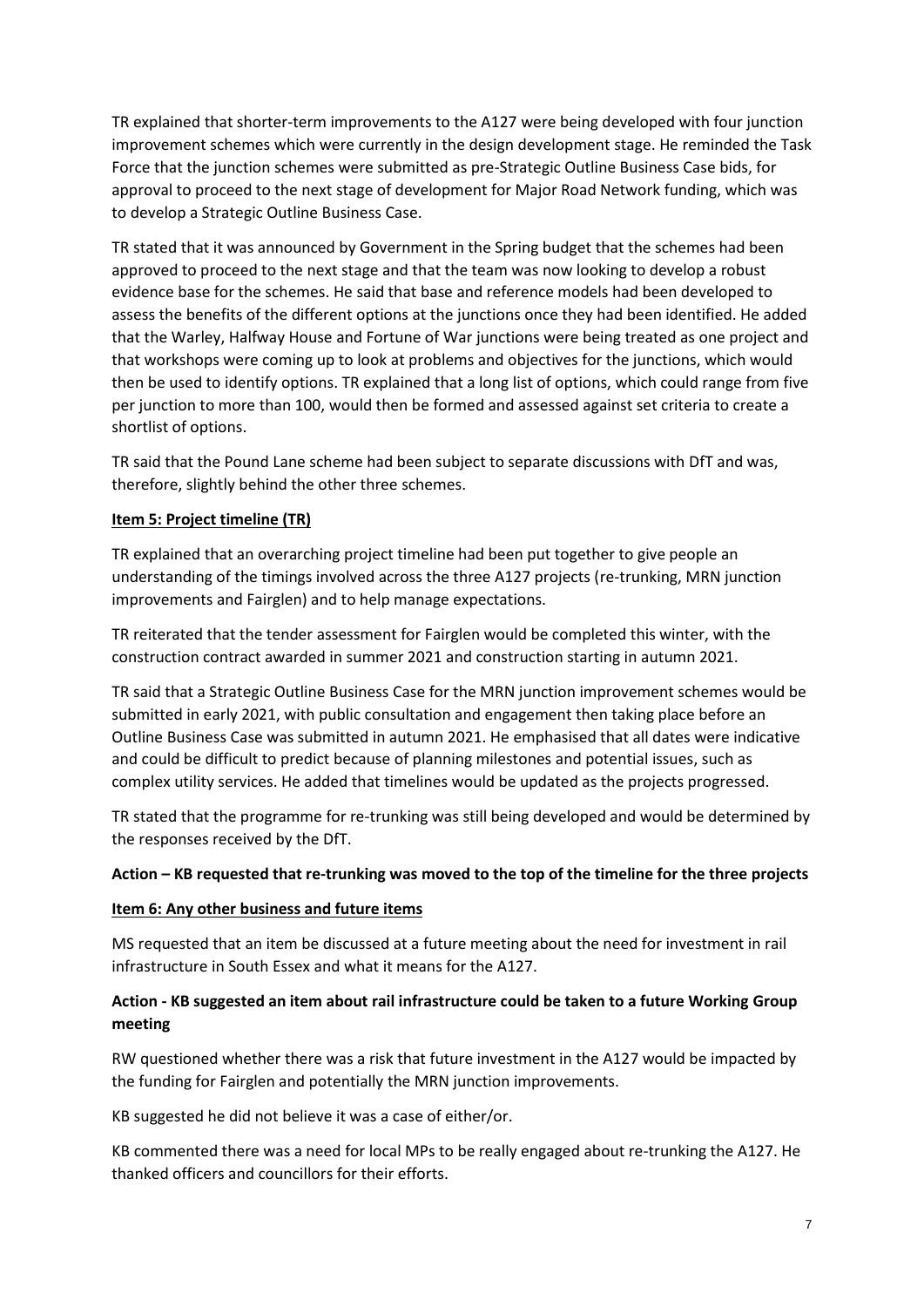TR explained that shorter-term improvements to the A127 were being developed with four junction improvement schemes which were currently in the design development stage. He reminded the Task Force that the junction schemes were submitted as pre-Strategic Outline Business Case bids, for approval to proceed to the next stage of development for Major Road Network funding, which was to develop a Strategic Outline Business Case.

TR stated that it was announced by Government in the Spring budget that the schemes had been approved to proceed to the next stage and that the team was now looking to develop a robust evidence base for the schemes. He said that base and reference models had been developed to assess the benefits of the different options at the junctions once they had been identified. He added that the Warley, Halfway House and Fortune of War junctions were being treated as one project and that workshops were coming up to look at problems and objectives for the junctions, which would then be used to identify options. TR explained that a long list of options, which could range from five per junction to more than 100, would then be formed and assessed against set criteria to create a shortlist of options.

TR said that the Pound Lane scheme had been subject to separate discussions with DfT and was, therefore, slightly behind the other three schemes.

**Item 5: Project timeline (TR)**

TR explained that an overarching project timeline had been put together to give people an understanding of the timings involved across the three A127 projects (re-trunking, MRN junction improvements and Fairglen) and to help manage expectations.

TR reiterated that the tender assessment for Fairglen would be completed this winter, with the construction contract awarded in summer 2021 and construction starting in autumn 2021.

TR said that a Strategic Outline Business Case for the MRN junction improvement schemes would be submitted in early 2021, with public consultation and engagement then taking place before an Outline Business Case was submitted in autumn 2021. He emphasised that all dates were indicative and could be difficult to predict because of planning milestones and potential issues, such as complex utility services. He added that timelines would be updated as the projects progressed.

TR stated that the programme for re-trunking was still being developed and would be determined by the responses received by the DfT.

**Action – KB requested that re-trunking was moved to the top of the timeline for the three projects**

**Item 6: Any other business and future items**

MS requested that an item be discussed at a future meeting about the need for investment in rail infrastructure in South Essex and what it means for the A127.

**Action - KB suggested an item about rail infrastructure could be taken to a future Working Group meeting**

RW questioned whether there was a risk that future investment in the A127 would be impacted by the funding for Fairglen and potentially the MRN junction improvements.

KB suggested he did not believe it was a case of either/or.

KB commented there was a need for local MPs to be really engaged about re-trunking the A127. He thanked officers and councillors for their efforts.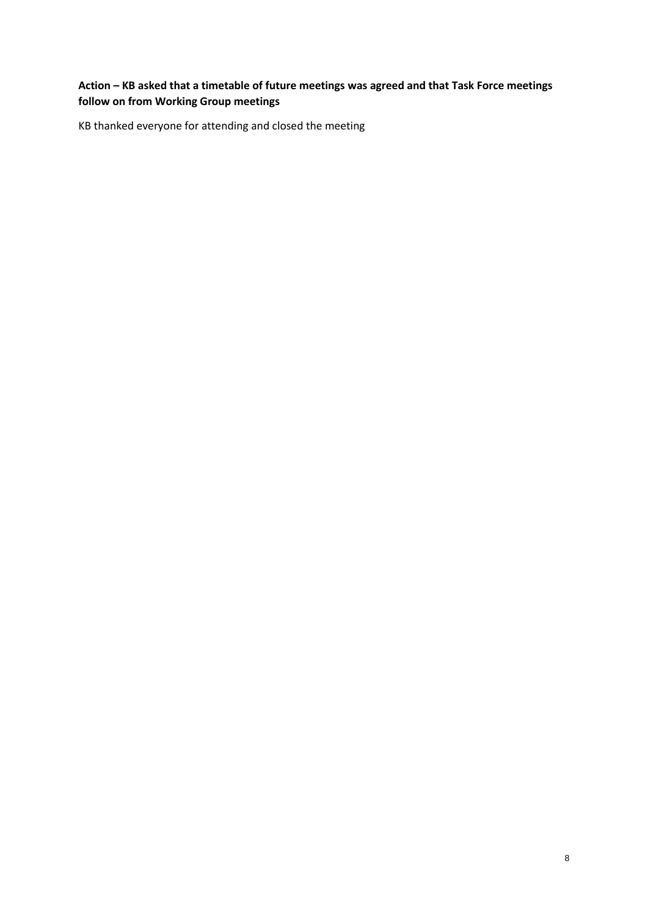**Action – KB asked that a timetable of future meetings was agreed and that Task Force meetings follow on from Working Group meetings**

KB thanked everyone for attending and closed the meeting